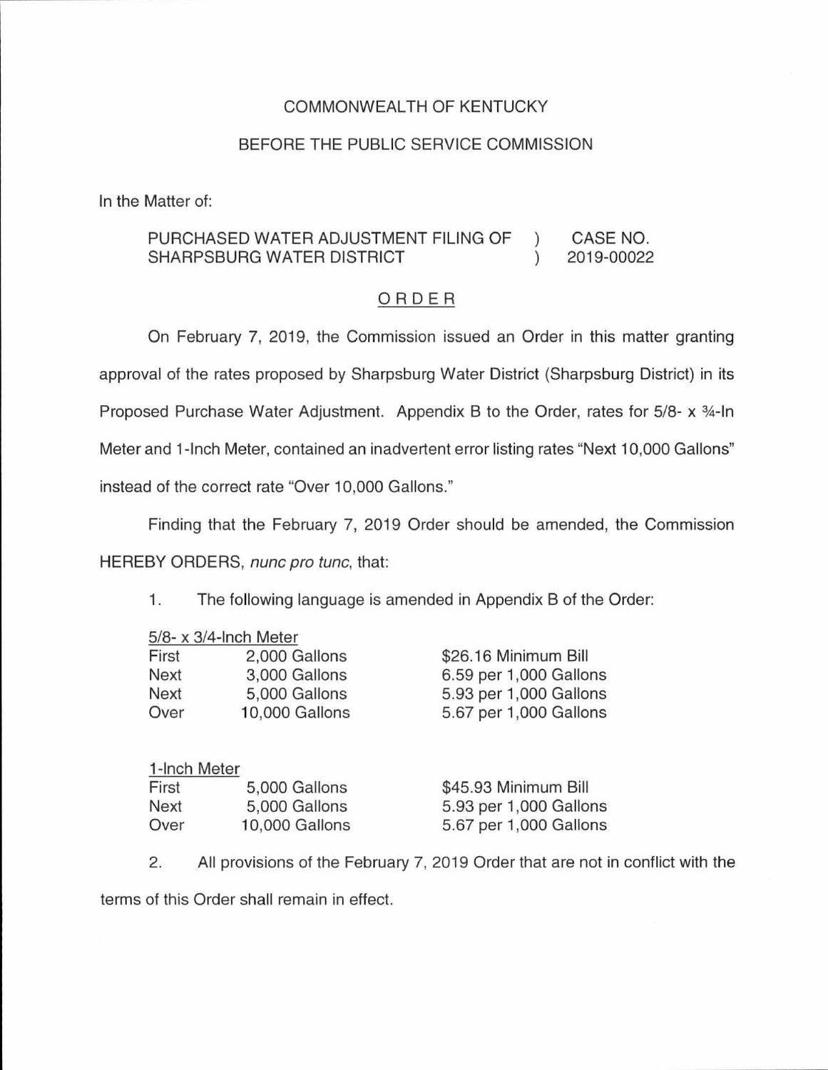COMMONWEALTH OF KENTUCKY

BEFORE THE PUBLIC SERVICE COMMISSION

In the Matter of:

PURCHASED WATER ADJUSTMENT FILING OF SHARPSBURG WATER DISTRICT ) CASE NO. 2019-00022

## ORDER

On February 7, 2019, the Commission issued an Order in this matter granting approval of the rates proposed by Sharpsburg Water District (Sharpsburg District) in its Proposed Purchase Water Adjustment. Appendix B to the Order, rates for 5/8- x ¾-In Meter and 1-Inch Meter, contained an inadvertent error listing rates "Next 10,000 Gallons" instead of the correct rate "Over 10,000 Gallons."

Finding that the February 7, 2019 Order should be amended, the Commission HEREBY ORDERS, *nunc pro tunc*, that:

1. The following language is amended in Appendix B of the Order:

<u>5/8- x 3/4-Inch Meter</u>

| | | |
|---|---|---|
| First | 2,000 Gallons | $26.16 Minimum Bill |
| Next | 3,000 Gallons | 6.59 per 1,000 Gallons |
| Next | 5,000 Gallons | 5.93 per 1,000 Gallons |
| Over | 10,000 Gallons | 5.67 per 1,000 Gallons |

<u>1-Inch Meter</u>

| | | |
|---|---|---|
| First | 5,000 Gallons | $45.93 Minimum Bill |
| Next | 5,000 Gallons | 5.93 per 1,000 Gallons |
| Over | 10,000 Gallons | 5.67 per 1,000 Gallons |

2. All provisions of the February 7, 2019 Order that are not in conflict with the terms of this Order shall remain in effect.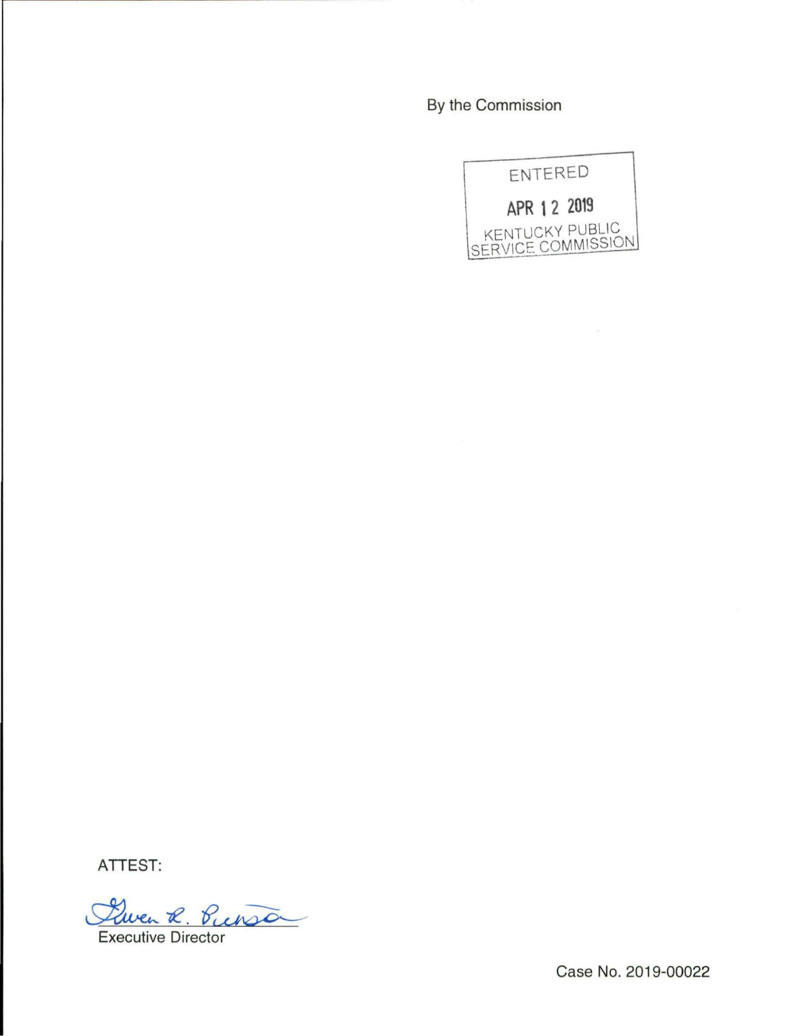By the Commission

ENTERED

APR 12 2019

KENTUCKY PUBLIC SERVICE COMMISSION

ATTEST:

Gwen R. Pinson

Executive Director

Case No. 2019-00022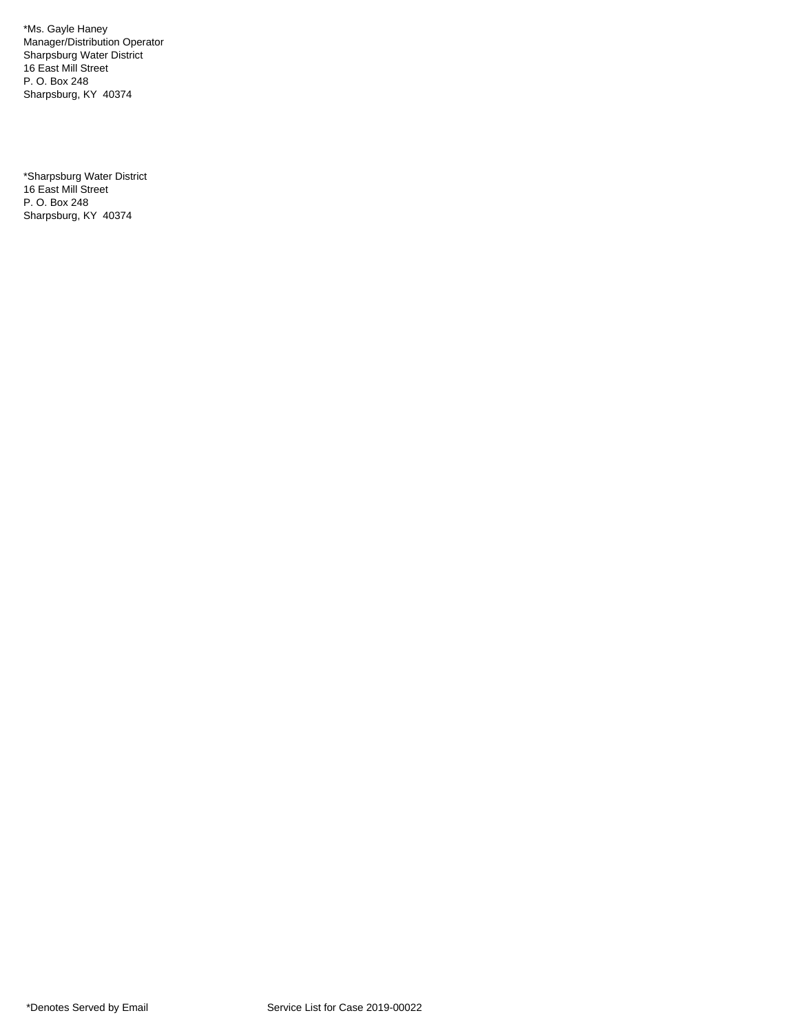*Ms. Gayle Haney
Manager/Distribution Operator
Sharpsburg Water District
16 East Mill Street
P. O. Box 248
Sharpsburg, KY 40374

*Sharpsburg Water District
16 East Mill Street
P. O. Box 248
Sharpsburg, KY 40374

*Denotes Served by Email

Service List for Case 2019-00022